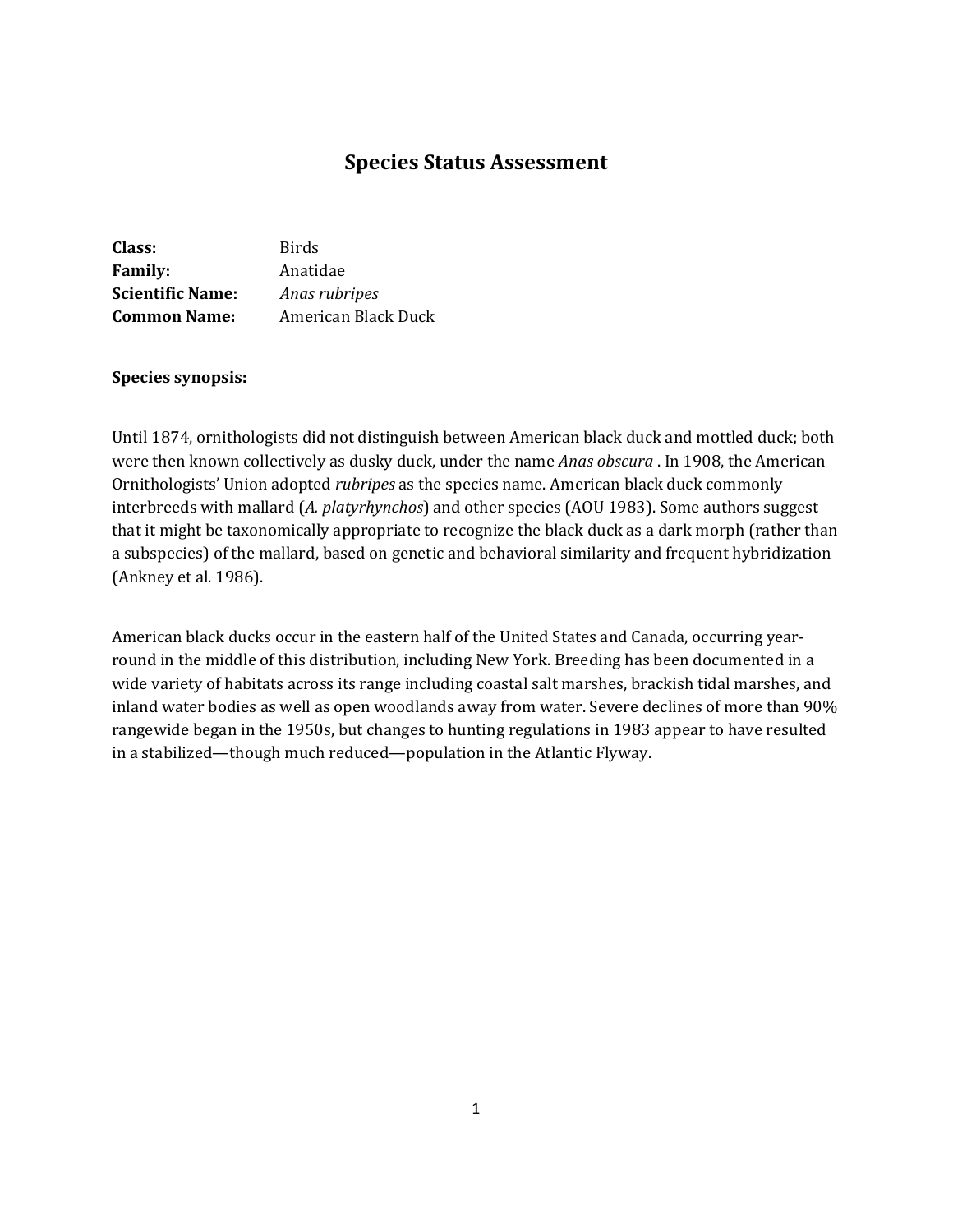# Species Status Assessment

**Class:** Birds
**Family:** Anatidae
**Scientific Name:** *Anas rubripes*
**Common Name:** American Black Duck

**Species synopsis:**

Until 1874, ornithologists did not distinguish between American black duck and mottled duck; both were then known collectively as dusky duck, under the name *Anas obscura* . In 1908, the American Ornithologists' Union adopted *rubripes* as the species name. American black duck commonly interbreeds with mallard (*A. platyrhynchos*) and other species (AOU 1983). Some authors suggest that it might be taxonomically appropriate to recognize the black duck as a dark morph (rather than a subspecies) of the mallard, based on genetic and behavioral similarity and frequent hybridization (Ankney et al. 1986).

American black ducks occur in the eastern half of the United States and Canada, occurring year-round in the middle of this distribution, including New York. Breeding has been documented in a wide variety of habitats across its range including coastal salt marshes, brackish tidal marshes, and inland water bodies as well as open woodlands away from water. Severe declines of more than 90% rangewide began in the 1950s, but changes to hunting regulations in 1983 appear to have resulted in a stabilized—though much reduced—population in the Atlantic Flyway.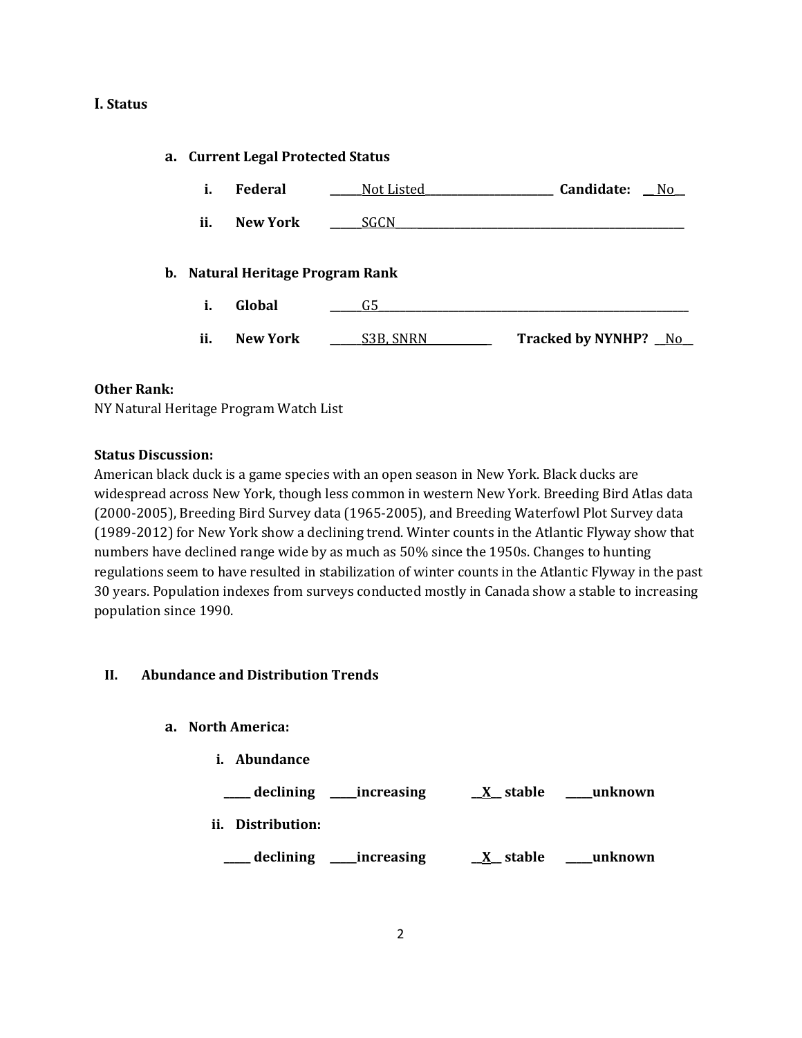## I. Status

### a. Current Legal Protected Status

i. **Federal** ______Not Listed________________________ **Candidate:** __No__

ii. **New York** ______SGCN______________________________________________________

### b. Natural Heritage Program Rank

i. **Global** ______G5___________________________________________________________

ii. **New York** ______S3B, SNRN____________ **Tracked by NYNHP?** __No__

**Other Rank:**
NY Natural Heritage Program Watch List

**Status Discussion:**
American black duck is a game species with an open season in New York. Black ducks are widespread across New York, though less common in western New York. Breeding Bird Atlas data (2000-2005), Breeding Bird Survey data (1965-2005), and Breeding Waterfowl Plot Survey data (1989-2012) for New York show a declining trend. Winter counts in the Atlantic Flyway show that numbers have declined range wide by as much as 50% since the 1950s. Changes to hunting regulations seem to have resulted in stabilization of winter counts in the Atlantic Flyway in the past 30 years. Population indexes from surveys conducted mostly in Canada show a stable to increasing population since 1990.

## II. Abundance and Distribution Trends

### a. North America:

i. **Abundance**

_____ **declining** _____**increasing** __X__ **stable** _____**unknown**

ii. **Distribution:**

_____ **declining** _____**increasing** __X__ **stable** _____**unknown**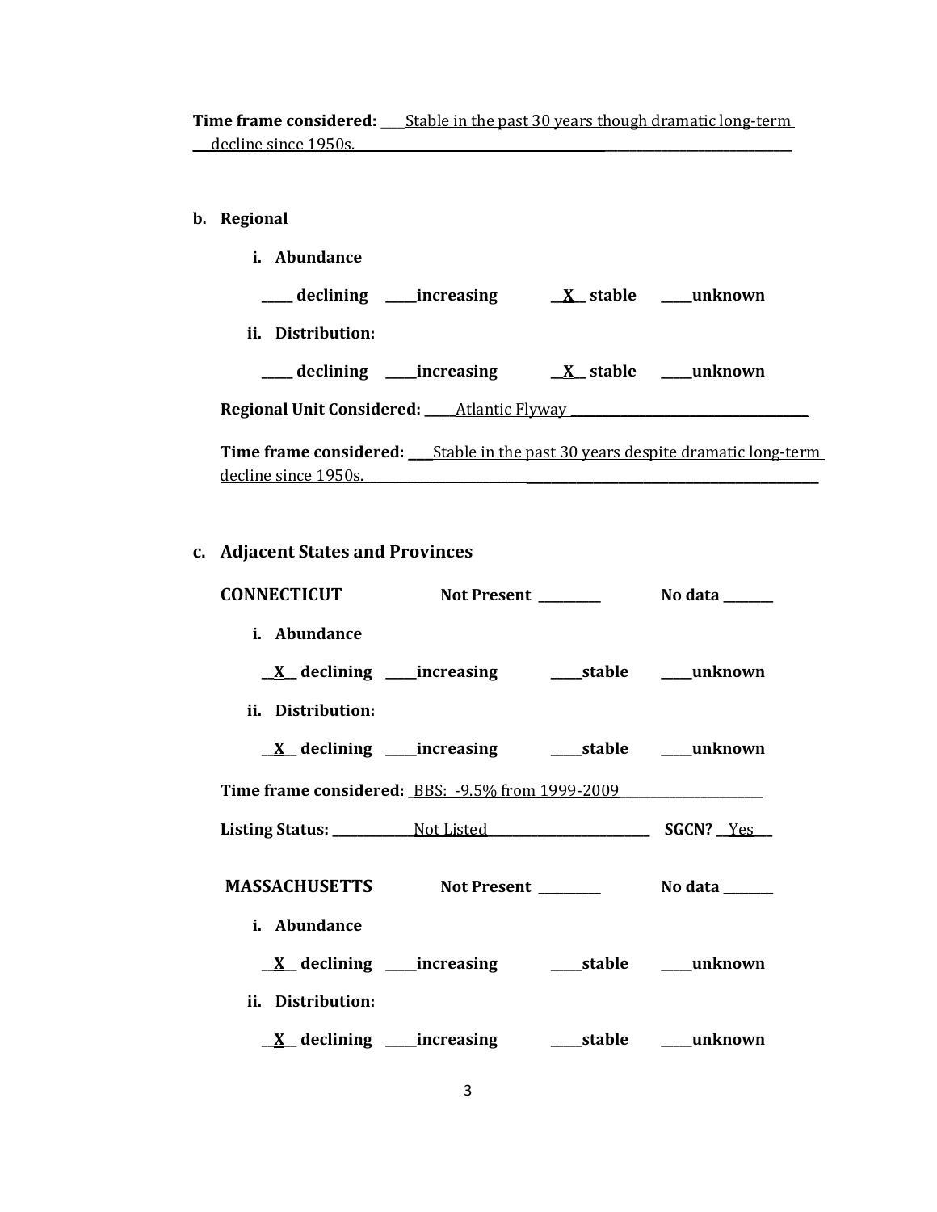**Time frame considered:** ___Stable in the past 30 years though dramatic long-term decline since 1950s.___

**b. Regional**

**i. Abundance**

_____ declining _____increasing __X__ stable _____unknown

**ii. Distribution:**

_____ declining _____increasing __X__ stable _____unknown

**Regional Unit Considered:** _____Atlantic Flyway_____

**Time frame considered:** ___Stable in the past 30 years despite dramatic long-term decline since 1950s.___

**c. Adjacent States and Provinces**

**CONNECTICUT** **Not Present** _________ **No data** _______

**i. Abundance**

__X__ declining _____increasing _____stable _____unknown

**ii. Distribution:**

__X__ declining _____increasing _____stable _____unknown

**Time frame considered:** _BBS: -9.5% from 1999-2009_____

**Listing Status:** _____Not Listed_____ **SGCN?** __Yes__

**MASSACHUSETTS** **Not Present** _________ **No data** _______

**i. Abundance**

__X__ declining _____increasing _____stable _____unknown

**ii. Distribution:**

__X__ declining _____increasing _____stable _____unknown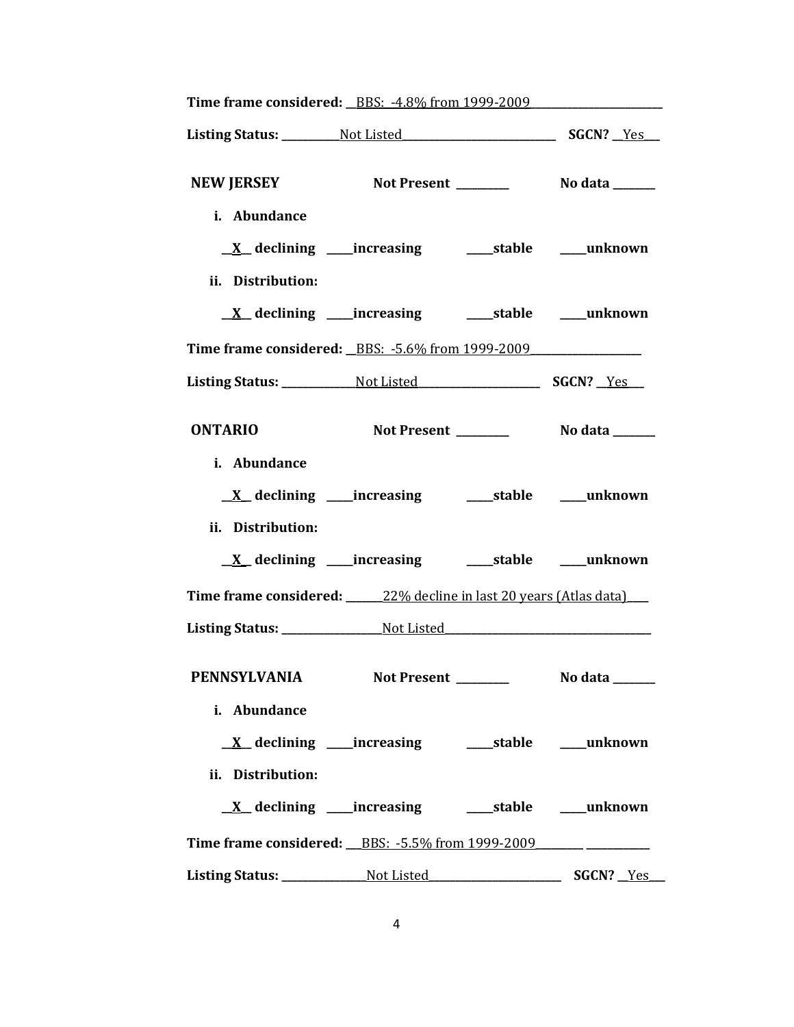**Time frame considered:** __BBS: -4.8% from 1999-2009________________________

**Listing Status:** __________Not Listed___________________________ **SGCN?** __Yes___

**NEW JERSEY** **Not Present** _________ **No data** _______

i. **Abundance**

__X__ **declining** ____**increasing** ____**stable** ____**unknown**

ii. **Distribution:**

__X__ **declining** ____**increasing** ____**stable** ____**unknown**

**Time frame considered:** __BBS: -5.6% from 1999-2009___________________

**Listing Status:** _____________Not Listed______________________ **SGCN?** __Yes___

**ONTARIO** **Not Present** _________ **No data** _______

i. **Abundance**

__X__ **declining** ____**increasing** ____**stable** ____**unknown**

ii. **Distribution:**

__X__ **declining** ____**increasing** ____**stable** ____**unknown**

**Time frame considered:** _______22% decline in last 20 years (Atlas data)____

**Listing Status:** _________________Not Listed_____________________________________

**PENNSYLVANIA** **Not Present** _________ **No data** _______

i. **Abundance**

__X__ **declining** ____**increasing** ____**stable** ____**unknown**

ii. **Distribution:**

__X__ **declining** ____**increasing** ____**stable** ____**unknown**

**Time frame considered:** ___BBS: -5.5% from 1999-2009________ ___________

**Listing Status:** _______________Not Listed________________________ **SGCN?** __Yes___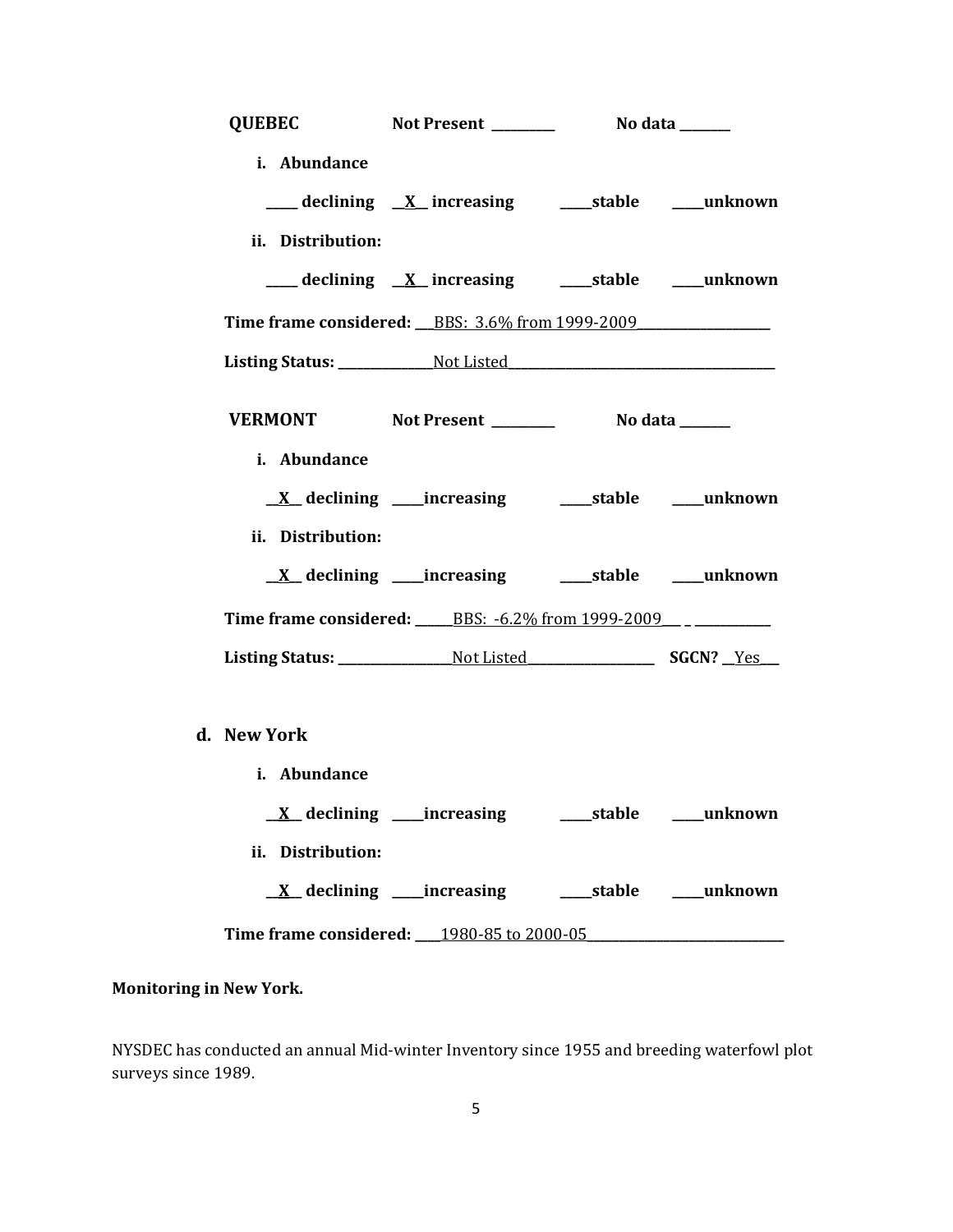**QUEBEC** Not Present ________ No data _______

i. **Abundance**

____ declining __X__ increasing ____stable ____unknown

ii. **Distribution:**

____ declining __X__ increasing ____stable ____unknown

**Time frame considered:** ___BBS: 3.6% from 1999-2009___________________

**Listing Status:** _____________Not Listed______________________________________

**VERMONT** Not Present ________ No data _______

i. **Abundance**

__X__ declining ____increasing ____stable ____unknown

ii. **Distribution:**

__X__ declining ____increasing ____stable ____unknown

**Time frame considered:** _____BBS: -6.2% from 1999-2009___ _ ___________

**Listing Status:** _________________Not Listed___________________ **SGCN?** __Yes___

d. **New York**

i. **Abundance**

__X__ declining ____increasing ____stable ____unknown

ii. **Distribution:**

__X__ declining ____increasing ____stable ____unknown

**Time frame considered:** ____1980-85 to 2000-05_____________________________

**Monitoring in New York.**

NYSDEC has conducted an annual Mid-winter Inventory since 1955 and breeding waterfowl plot surveys since 1989.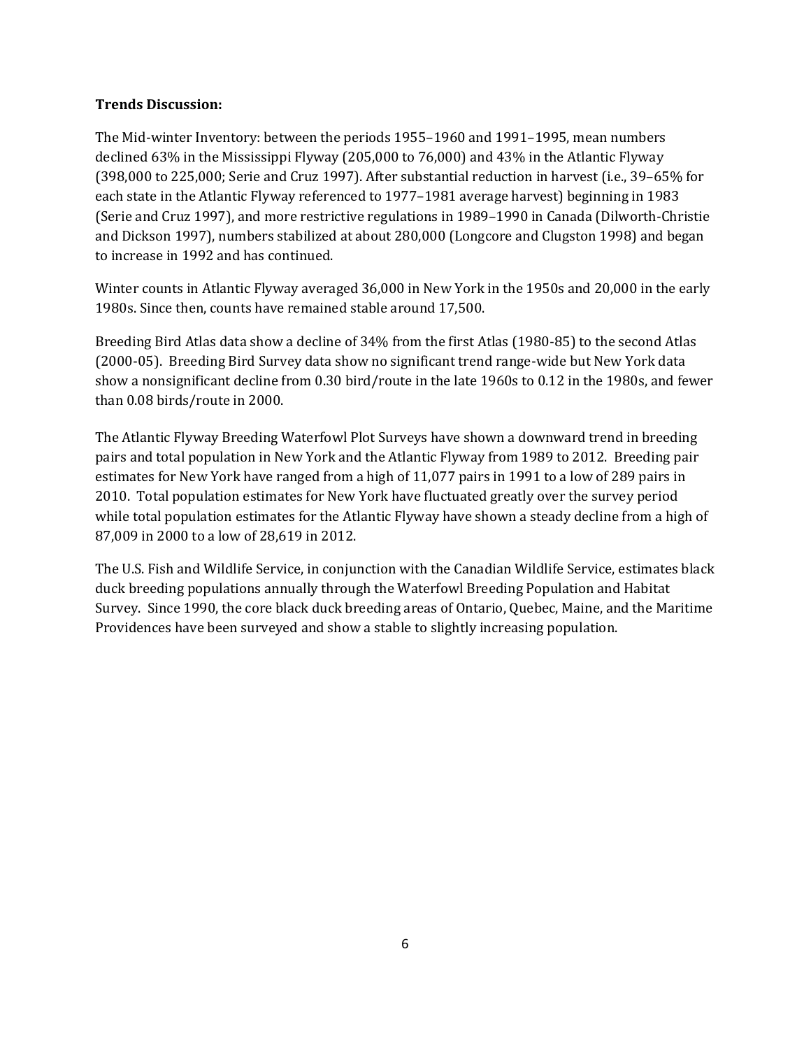**Trends Discussion:**

The Mid-winter Inventory: between the periods 1955–1960 and 1991–1995, mean numbers declined 63% in the Mississippi Flyway (205,000 to 76,000) and 43% in the Atlantic Flyway (398,000 to 225,000; Serie and Cruz 1997). After substantial reduction in harvest (i.e., 39–65% for each state in the Atlantic Flyway referenced to 1977–1981 average harvest) beginning in 1983 (Serie and Cruz 1997), and more restrictive regulations in 1989–1990 in Canada (Dilworth-Christie and Dickson 1997), numbers stabilized at about 280,000 (Longcore and Clugston 1998) and began to increase in 1992 and has continued.

Winter counts in Atlantic Flyway averaged 36,000 in New York in the 1950s and 20,000 in the early 1980s. Since then, counts have remained stable around 17,500.

Breeding Bird Atlas data show a decline of 34% from the first Atlas (1980-85) to the second Atlas (2000-05). Breeding Bird Survey data show no significant trend range-wide but New York data show a nonsignificant decline from 0.30 bird/route in the late 1960s to 0.12 in the 1980s, and fewer than 0.08 birds/route in 2000.

The Atlantic Flyway Breeding Waterfowl Plot Surveys have shown a downward trend in breeding pairs and total population in New York and the Atlantic Flyway from 1989 to 2012. Breeding pair estimates for New York have ranged from a high of 11,077 pairs in 1991 to a low of 289 pairs in 2010. Total population estimates for New York have fluctuated greatly over the survey period while total population estimates for the Atlantic Flyway have shown a steady decline from a high of 87,009 in 2000 to a low of 28,619 in 2012.

The U.S. Fish and Wildlife Service, in conjunction with the Canadian Wildlife Service, estimates black duck breeding populations annually through the Waterfowl Breeding Population and Habitat Survey. Since 1990, the core black duck breeding areas of Ontario, Quebec, Maine, and the Maritime Providences have been surveyed and show a stable to slightly increasing population.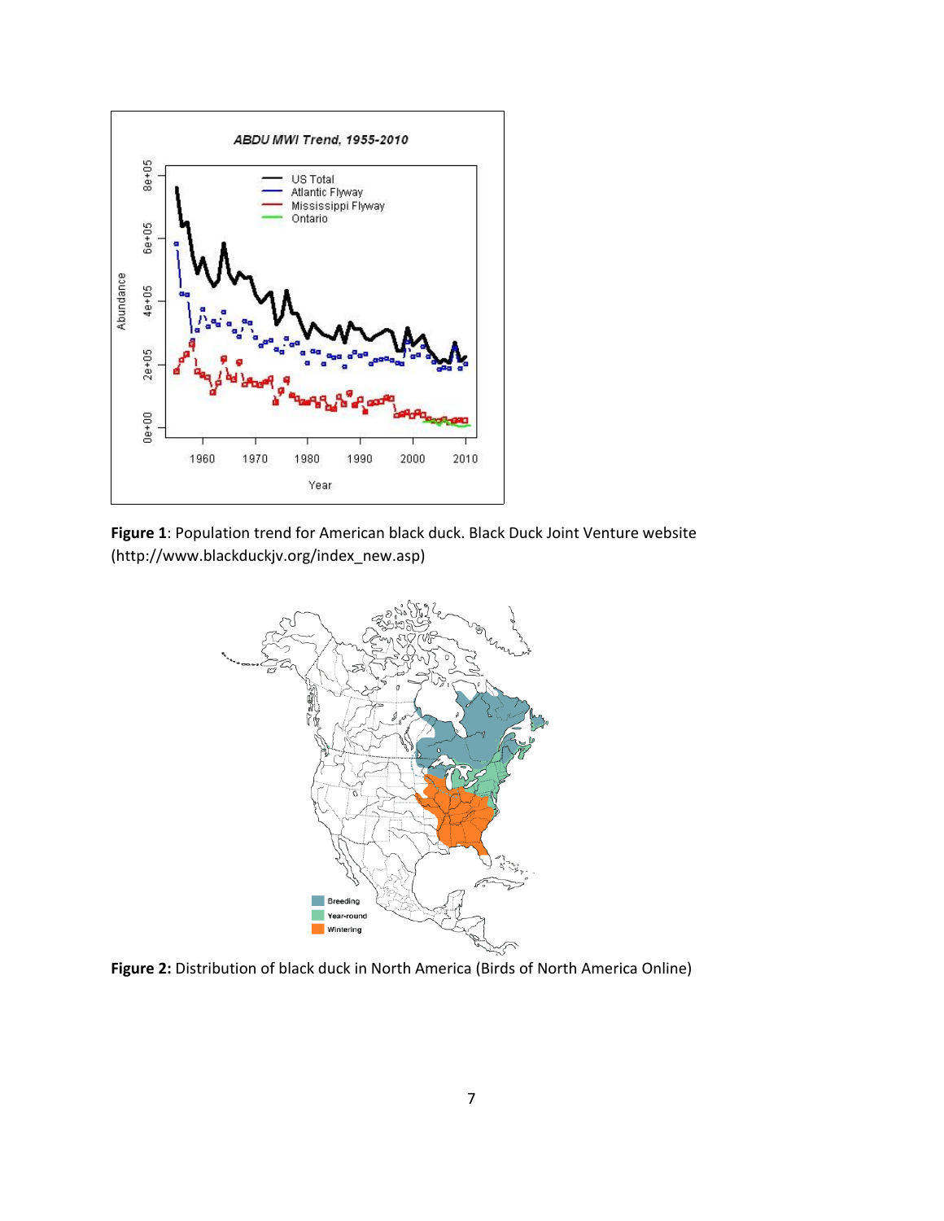**Figure 1**: Population trend for American black duck. Black Duck Joint Venture website (http://www.blackduckjv.org/index_new.asp)

**Figure 2:** Distribution of black duck in North America (Birds of North America Online)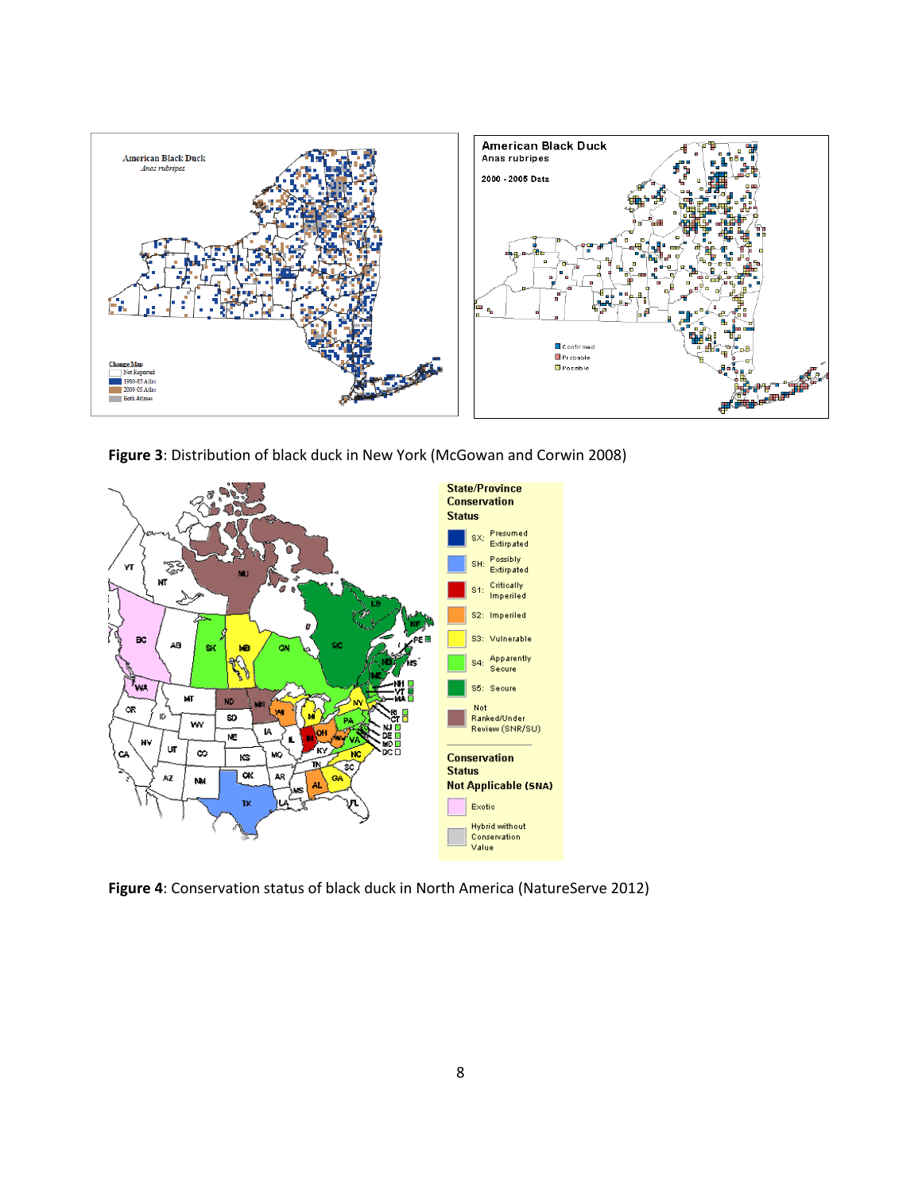**Figure 3**: Distribution of black duck in New York (McGowan and Corwin 2008)

**Figure 4**: Conservation status of black duck in North America (NatureServe 2012)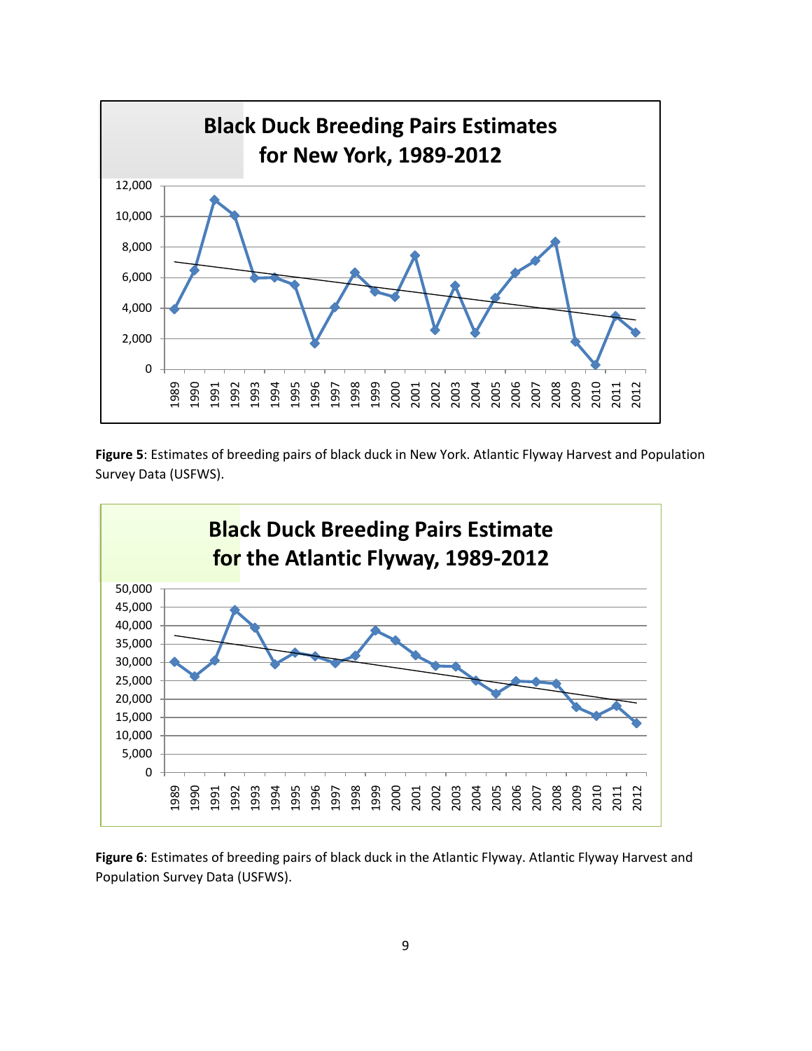Figure 5: Estimates of breeding pairs of black duck in New York. Atlantic Flyway Harvest and Population Survey Data (USFWS).

Figure 6: Estimates of breeding pairs of black duck in the Atlantic Flyway. Atlantic Flyway Harvest and Population Survey Data (USFWS).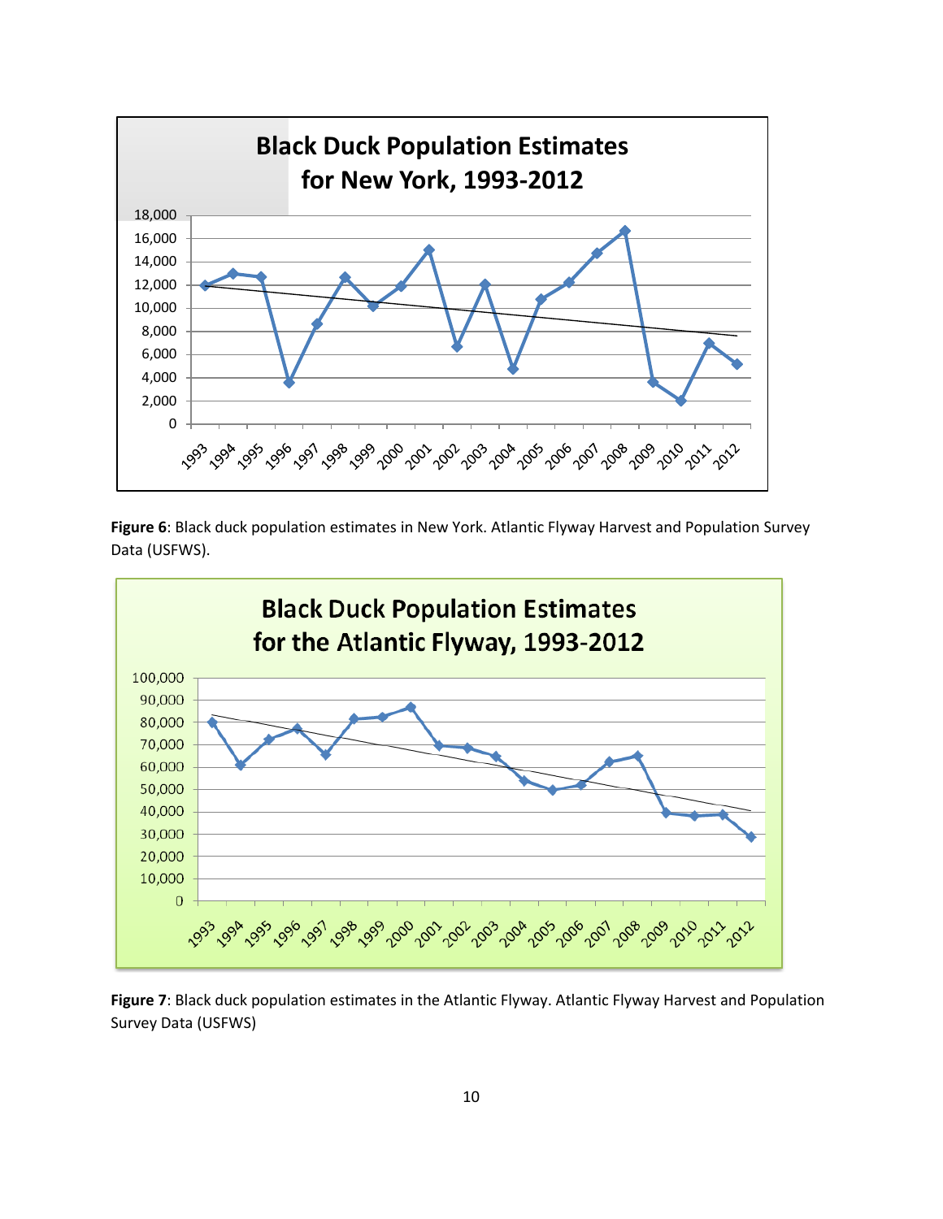Figure 6: Black duck population estimates in New York. Atlantic Flyway Harvest and Population Survey Data (USFWS).

Figure 7: Black duck population estimates in the Atlantic Flyway. Atlantic Flyway Harvest and Population Survey Data (USFWS)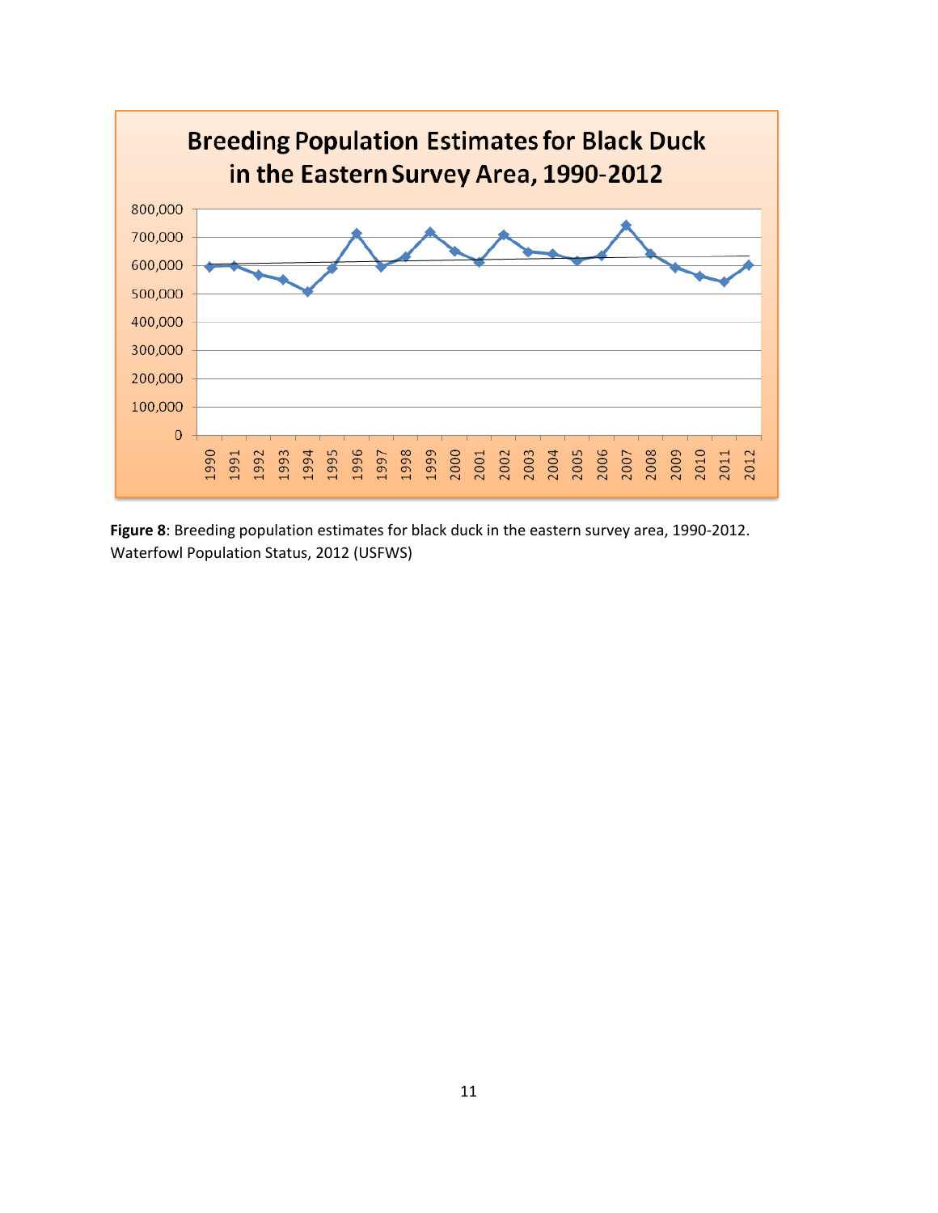**Figure 8**: Breeding population estimates for black duck in the eastern survey area, 1990-2012. Waterfowl Population Status, 2012 (USFWS)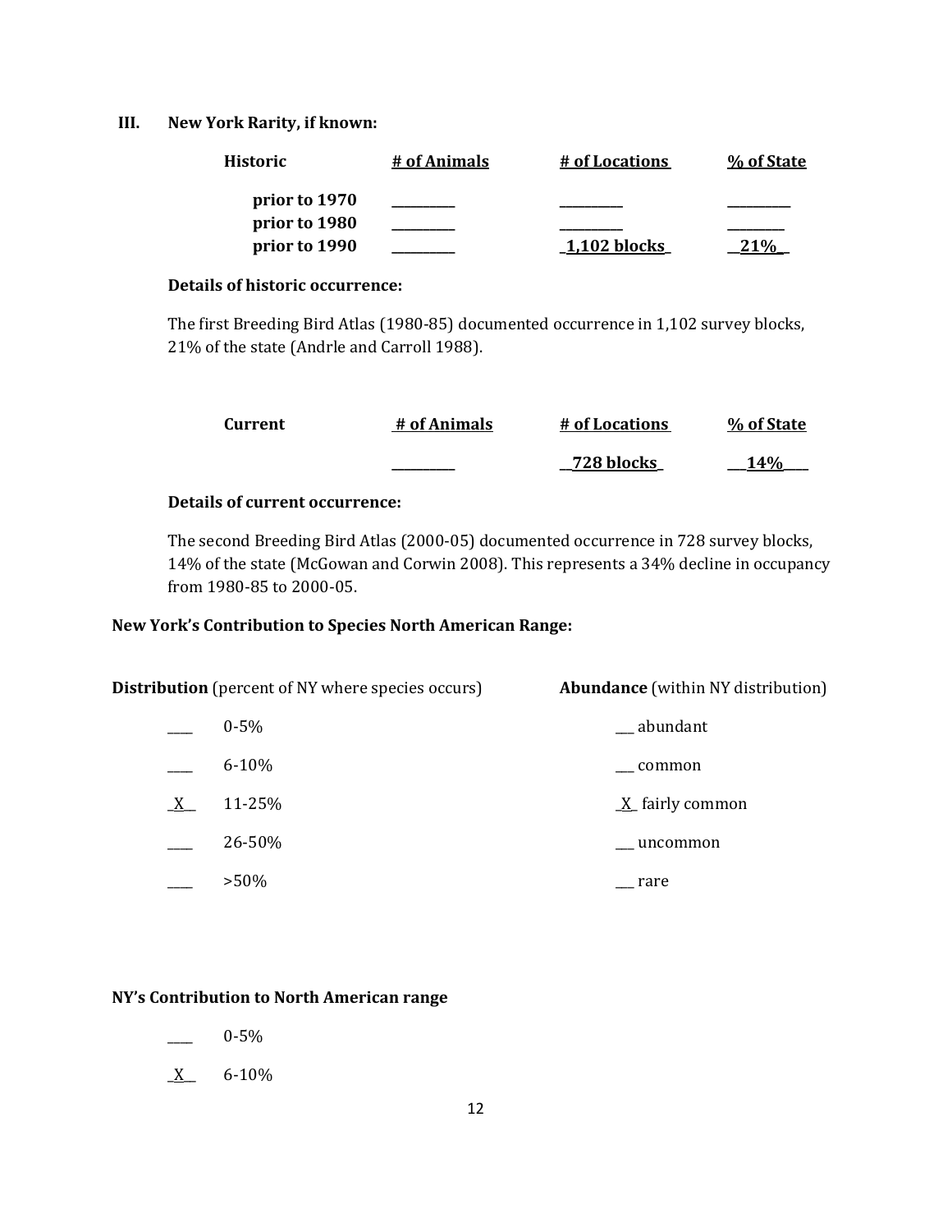## III. New York Rarity, if known:

| Historic | # of Animals | # of Locations | % of State |
|---|---|---|---|
| prior to 1970 | ________ | ________ | ________ |
| prior to 1980 | ________ | ________ | ________ |
| prior to 1990 | ________ | 1,102 blocks | 21% |

**Details of historic occurrence:**

The first Breeding Bird Atlas (1980-85) documented occurrence in 1,102 survey blocks, 21% of the state (Andrle and Carroll 1988).

| Current | # of Animals | # of Locations | % of State |
|---|---|---|---|
| | ________ | 728 blocks | 14% |

**Details of current occurrence:**

The second Breeding Bird Atlas (2000-05) documented occurrence in 728 survey blocks, 14% of the state (McGowan and Corwin 2008). This represents a 34% decline in occupancy from 1980-85 to 2000-05.

**New York's Contribution to Species North American Range:**

**Distribution** (percent of NY where species occurs)

- ____ 0-5%
- ____ 6-10%
- _X__ 11-25%
- ____ 26-50%
- ____ >50%

**Abundance** (within NY distribution)

- ___ abundant
- ___ common
- _X_ fairly common
- ___ uncommon
- ___ rare

**NY's Contribution to North American range**

- ____ 0-5%
- _X__ 6-10%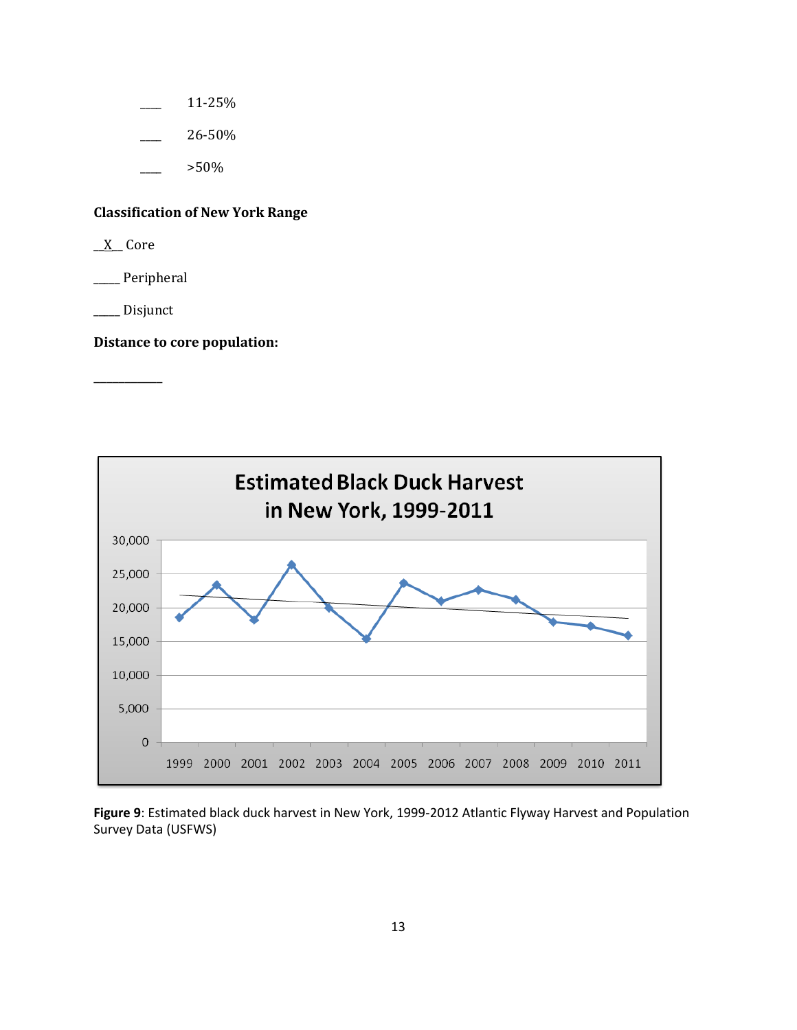\_\_\_ 11-25%

\_\_\_ 26-50%

\_\_\_ >50%

**Classification of New York Range**

\_\_X\_\_ Core

\_\_\_\_ Peripheral

\_\_\_\_ Disjunct

**Distance to core population:**

\_\_\_\_\_\_\_\_\_\_\_

**Figure 9**: Estimated black duck harvest in New York, 1999-2012 Atlantic Flyway Harvest and Population Survey Data (USFWS)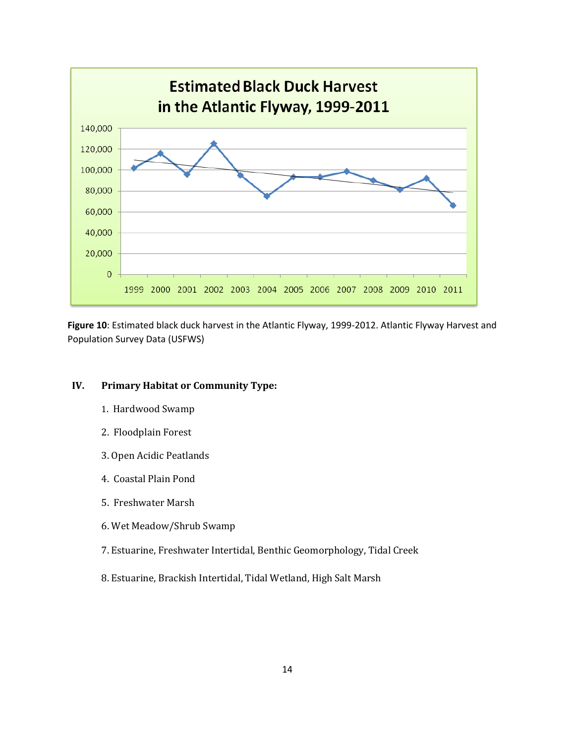**Figure 10**: Estimated black duck harvest in the Atlantic Flyway, 1999-2012. Atlantic Flyway Harvest and Population Survey Data (USFWS)

## IV. Primary Habitat or Community Type:

1. Hardwood Swamp
2. Floodplain Forest
3. Open Acidic Peatlands
4. Coastal Plain Pond
5. Freshwater Marsh
6. Wet Meadow/Shrub Swamp
7. Estuarine, Freshwater Intertidal, Benthic Geomorphology, Tidal Creek
8. Estuarine, Brackish Intertidal, Tidal Wetland, High Salt Marsh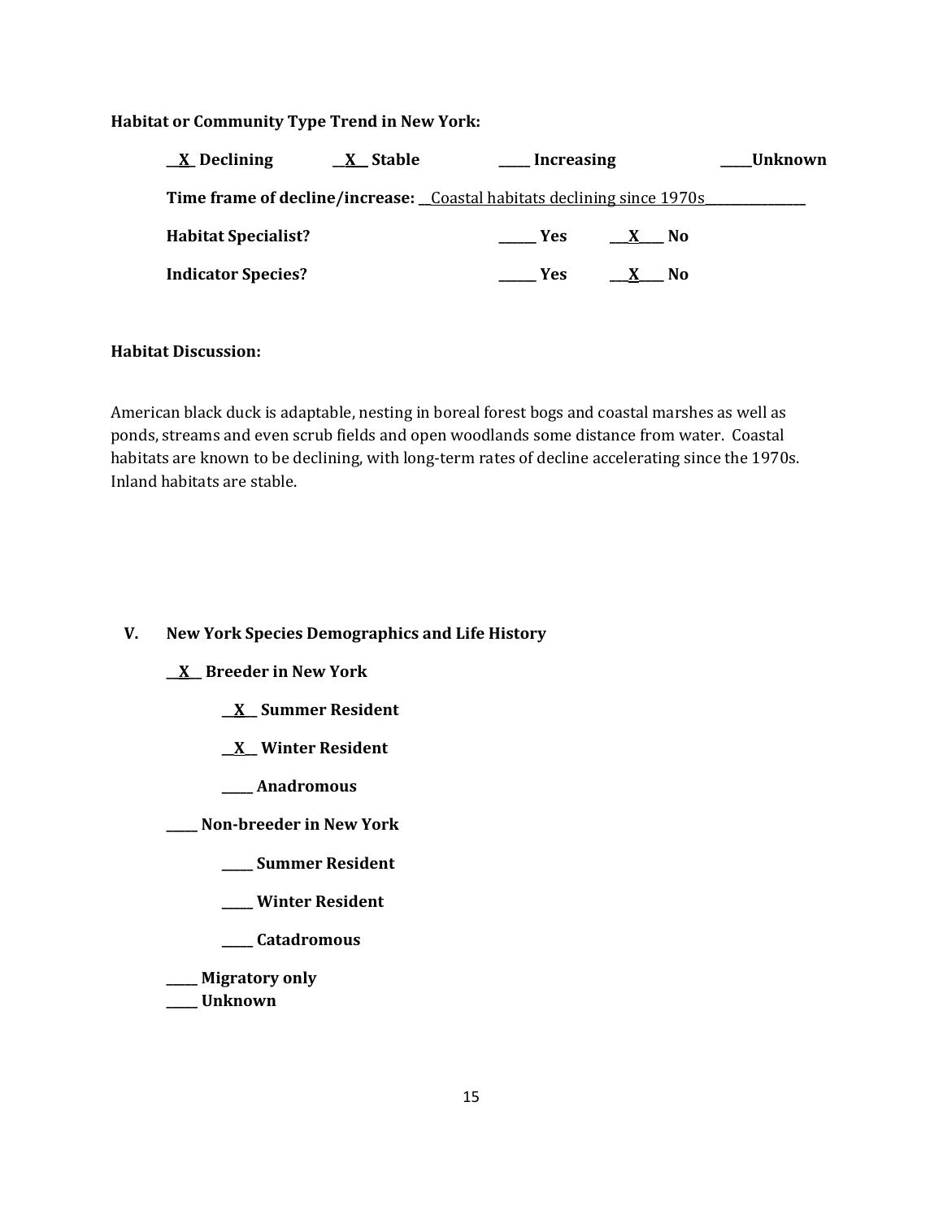**Habitat or Community Type Trend in New York:**

**\_\_X\_ Declining** **\_\_X\_\_ Stable** **\_\_\_\_\_ Increasing** **\_\_\_\_\_Unknown**

**Time frame of decline/increase:** \_\_Coastal habitats declining since 1970s\_\_\_\_\_\_\_\_\_\_\_\_\_\_\_\_

**Habitat Specialist?** **\_\_\_\_\_\_ Yes** **\_\_\_X\_\_\_\_ No**

**Indicator Species?** **\_\_\_\_\_\_ Yes** **\_\_\_X\_\_\_\_ No**

**Habitat Discussion:**

American black duck is adaptable, nesting in boreal forest bogs and coastal marshes as well as ponds, streams and even scrub fields and open woodlands some distance from water. Coastal habitats are known to be declining, with long-term rates of decline accelerating since the 1970s. Inland habitats are stable.

## V. New York Species Demographics and Life History

**\_\_X\_\_ Breeder in New York**

- **\_\_X\_\_ Summer Resident**
- **\_\_X\_\_ Winter Resident**
- **\_\_\_\_\_ Anadromous**

**\_\_\_\_\_ Non-breeder in New York**

- **\_\_\_\_\_ Summer Resident**
- **\_\_\_\_\_ Winter Resident**
- **\_\_\_\_\_ Catadromous**

**\_\_\_\_\_ Migratory only**
**\_\_\_\_\_ Unknown**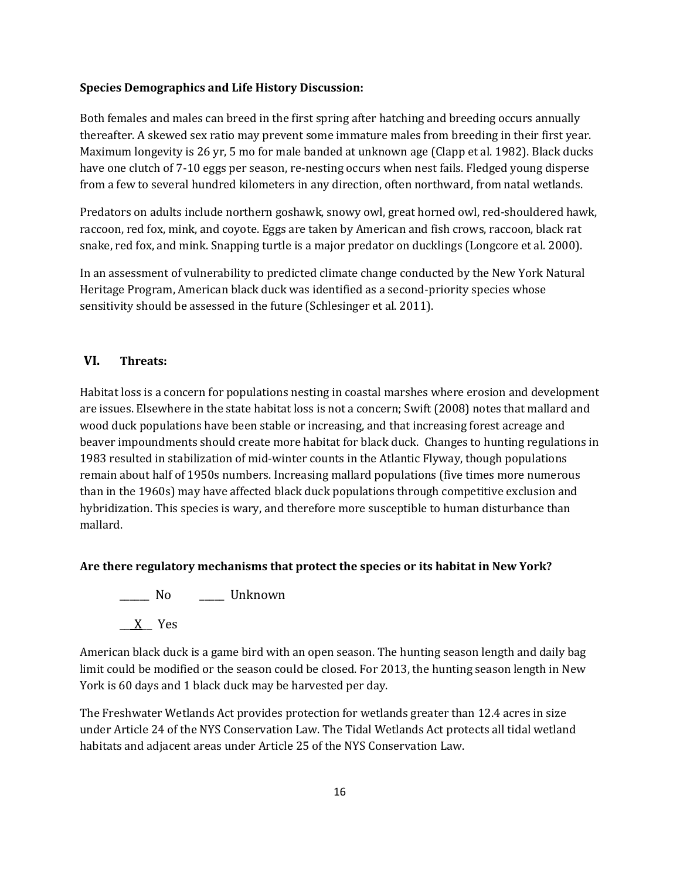**Species Demographics and Life History Discussion:**

Both females and males can breed in the first spring after hatching and breeding occurs annually thereafter. A skewed sex ratio may prevent some immature males from breeding in their first year. Maximum longevity is 26 yr, 5 mo for male banded at unknown age (Clapp et al. 1982). Black ducks have one clutch of 7-10 eggs per season, re-nesting occurs when nest fails. Fledged young disperse from a few to several hundred kilometers in any direction, often northward, from natal wetlands.

Predators on adults include northern goshawk, snowy owl, great horned owl, red-shouldered hawk, raccoon, red fox, mink, and coyote. Eggs are taken by American and fish crows, raccoon, black rat snake, red fox, and mink. Snapping turtle is a major predator on ducklings (Longcore et al. 2000).

In an assessment of vulnerability to predicted climate change conducted by the New York Natural Heritage Program, American black duck was identified as a second-priority species whose sensitivity should be assessed in the future (Schlesinger et al. 2011).

## VI. Threats:

Habitat loss is a concern for populations nesting in coastal marshes where erosion and development are issues. Elsewhere in the state habitat loss is not a concern; Swift (2008) notes that mallard and wood duck populations have been stable or increasing, and that increasing forest acreage and beaver impoundments should create more habitat for black duck. Changes to hunting regulations in 1983 resulted in stabilization of mid-winter counts in the Atlantic Flyway, though populations remain about half of 1950s numbers. Increasing mallard populations (five times more numerous than in the 1960s) may have affected black duck populations through competitive exclusion and hybridization. This species is wary, and therefore more susceptible to human disturbance than mallard.

**Are there regulatory mechanisms that protect the species or its habitat in New York?**

______ No ______ Unknown

__X__ Yes

American black duck is a game bird with an open season. The hunting season length and daily bag limit could be modified or the season could be closed. For 2013, the hunting season length in New York is 60 days and 1 black duck may be harvested per day.

The Freshwater Wetlands Act provides protection for wetlands greater than 12.4 acres in size under Article 24 of the NYS Conservation Law. The Tidal Wetlands Act protects all tidal wetland habitats and adjacent areas under Article 25 of the NYS Conservation Law.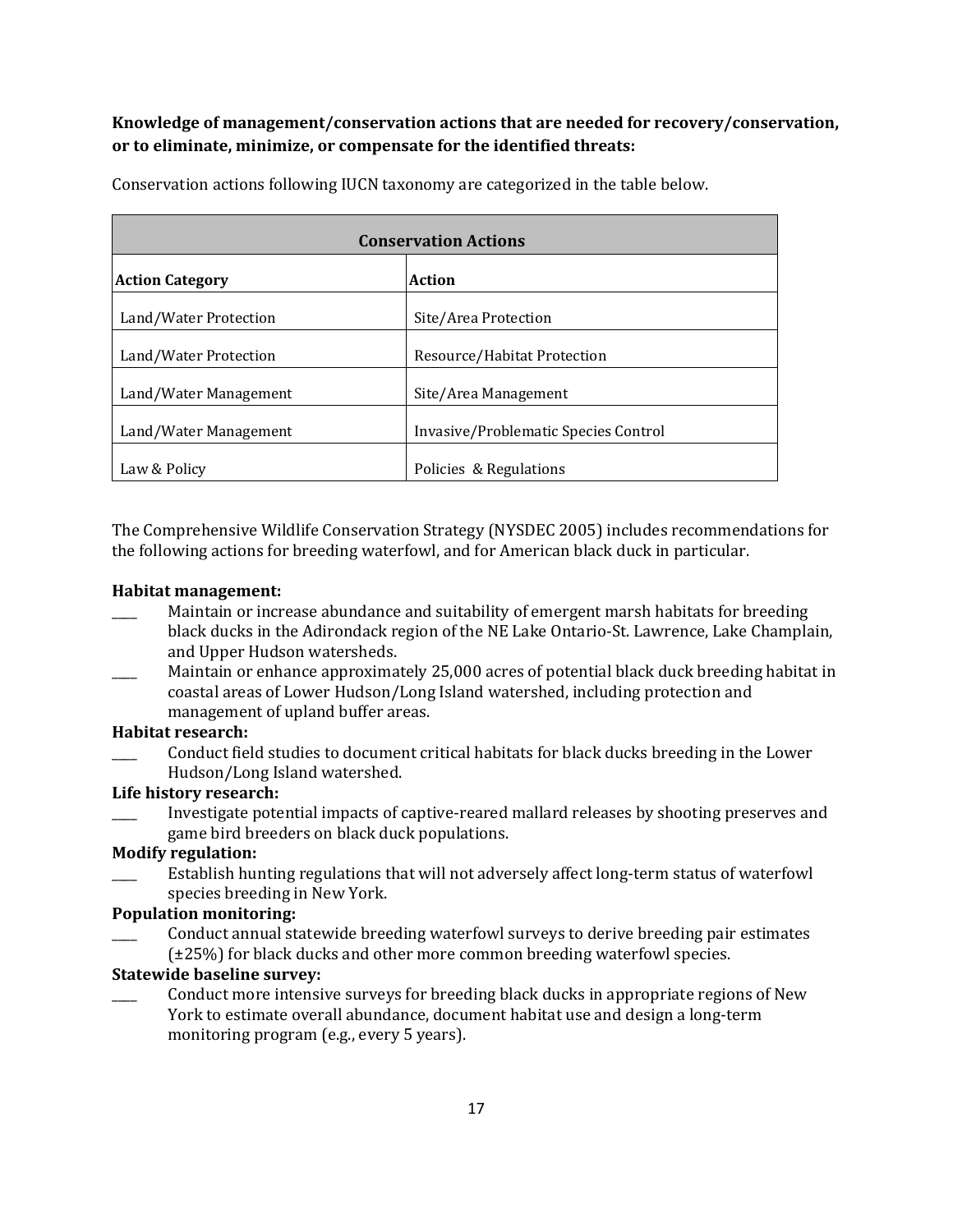**Knowledge of management/conservation actions that are needed for recovery/conservation, or to eliminate, minimize, or compensate for the identified threats:**

Conservation actions following IUCN taxonomy are categorized in the table below.

| Conservation Actions | |
|---|---|
| **Action Category** | **Action** |
| Land/Water Protection | Site/Area Protection |
| Land/Water Protection | Resource/Habitat Protection |
| Land/Water Management | Site/Area Management |
| Land/Water Management | Invasive/Problematic Species Control |
| Law & Policy | Policies & Regulations |

The Comprehensive Wildlife Conservation Strategy (NYSDEC 2005) includes recommendations for the following actions for breeding waterfowl, and for American black duck in particular.

**Habitat management:**

____ Maintain or increase abundance and suitability of emergent marsh habitats for breeding black ducks in the Adirondack region of the NE Lake Ontario-St. Lawrence, Lake Champlain, and Upper Hudson watersheds.

____ Maintain or enhance approximately 25,000 acres of potential black duck breeding habitat in coastal areas of Lower Hudson/Long Island watershed, including protection and management of upland buffer areas.

**Habitat research:**

____ Conduct field studies to document critical habitats for black ducks breeding in the Lower Hudson/Long Island watershed.

**Life history research:**

____ Investigate potential impacts of captive-reared mallard releases by shooting preserves and game bird breeders on black duck populations.

**Modify regulation:**

____ Establish hunting regulations that will not adversely affect long-term status of waterfowl species breeding in New York.

**Population monitoring:**

____ Conduct annual statewide breeding waterfowl surveys to derive breeding pair estimates (±25%) for black ducks and other more common breeding waterfowl species.

**Statewide baseline survey:**

____ Conduct more intensive surveys for breeding black ducks in appropriate regions of New York to estimate overall abundance, document habitat use and design a long-term monitoring program (e.g., every 5 years).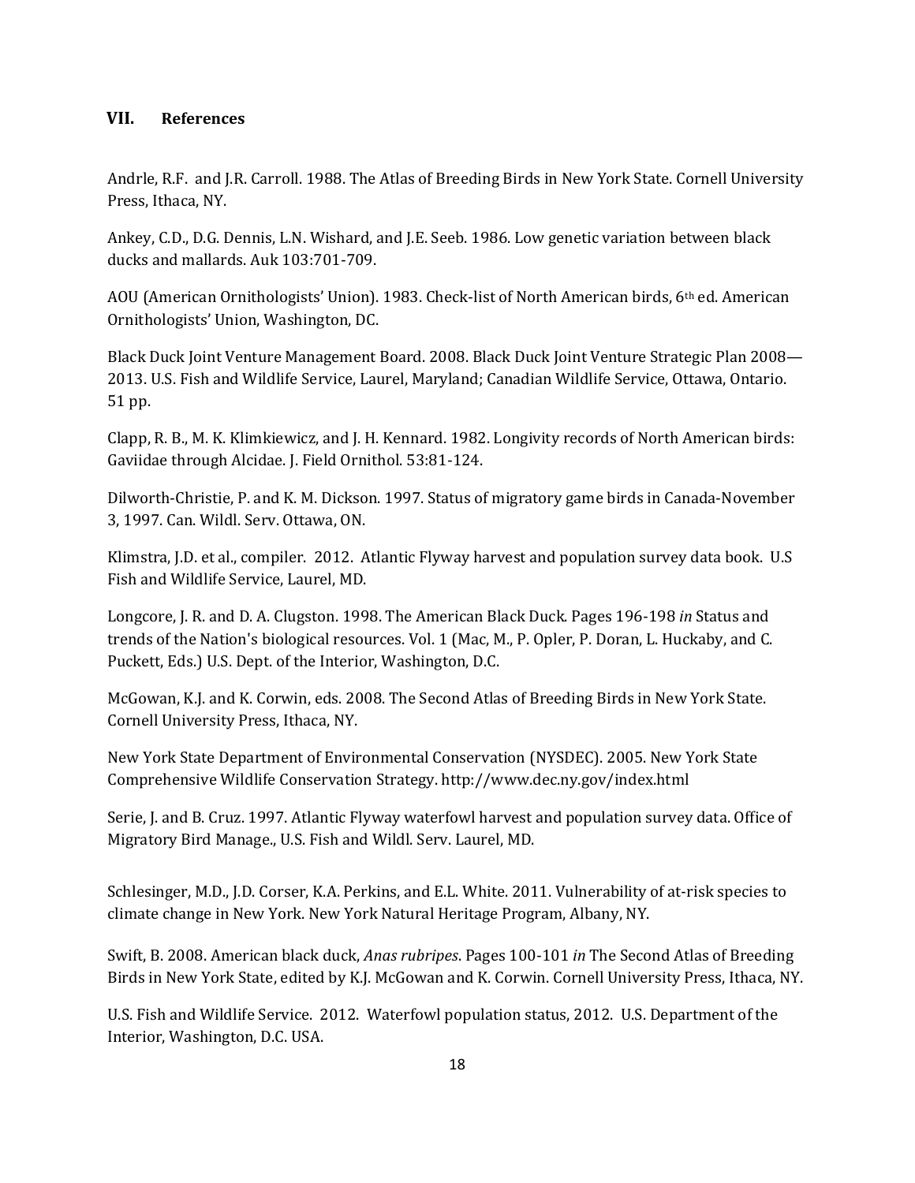## VII. References

Andrle, R.F. and J.R. Carroll. 1988. The Atlas of Breeding Birds in New York State. Cornell University Press, Ithaca, NY.

Ankey, C.D., D.G. Dennis, L.N. Wishard, and J.E. Seeb. 1986. Low genetic variation between black ducks and mallards. Auk 103:701-709.

AOU (American Ornithologists' Union). 1983. Check-list of North American birds, 6th ed. American Ornithologists' Union, Washington, DC.

Black Duck Joint Venture Management Board. 2008. Black Duck Joint Venture Strategic Plan 2008—2013. U.S. Fish and Wildlife Service, Laurel, Maryland; Canadian Wildlife Service, Ottawa, Ontario. 51 pp.

Clapp, R. B., M. K. Klimkiewicz, and J. H. Kennard. 1982. Longivity records of North American birds: Gaviidae through Alcidae. J. Field Ornithol. 53:81-124.

Dilworth-Christie, P. and K. M. Dickson. 1997. Status of migratory game birds in Canada-November 3, 1997. Can. Wildl. Serv. Ottawa, ON.

Klimstra, J.D. et al., compiler. 2012. Atlantic Flyway harvest and population survey data book. U.S Fish and Wildlife Service, Laurel, MD.

Longcore, J. R. and D. A. Clugston. 1998. The American Black Duck. Pages 196-198 *in* Status and trends of the Nation's biological resources. Vol. 1 (Mac, M., P. Opler, P. Doran, L. Huckaby, and C. Puckett, Eds.) U.S. Dept. of the Interior, Washington, D.C.

McGowan, K.J. and K. Corwin, eds. 2008. The Second Atlas of Breeding Birds in New York State. Cornell University Press, Ithaca, NY.

New York State Department of Environmental Conservation (NYSDEC). 2005. New York State Comprehensive Wildlife Conservation Strategy. http://www.dec.ny.gov/index.html

Serie, J. and B. Cruz. 1997. Atlantic Flyway waterfowl harvest and population survey data. Office of Migratory Bird Manage., U.S. Fish and Wildl. Serv. Laurel, MD.

Schlesinger, M.D., J.D. Corser, K.A. Perkins, and E.L. White. 2011. Vulnerability of at-risk species to climate change in New York. New York Natural Heritage Program, Albany, NY.

Swift, B. 2008. American black duck, *Anas rubripes*. Pages 100-101 *in* The Second Atlas of Breeding Birds in New York State, edited by K.J. McGowan and K. Corwin. Cornell University Press, Ithaca, NY.

U.S. Fish and Wildlife Service. 2012. Waterfowl population status, 2012. U.S. Department of the Interior, Washington, D.C. USA.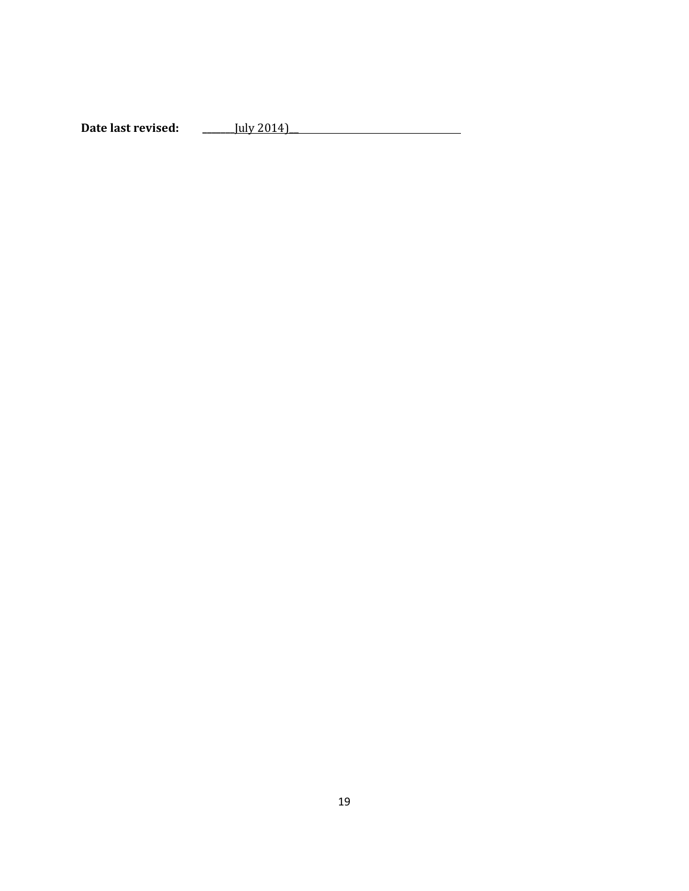**Date last revised:** ______July 2014)__